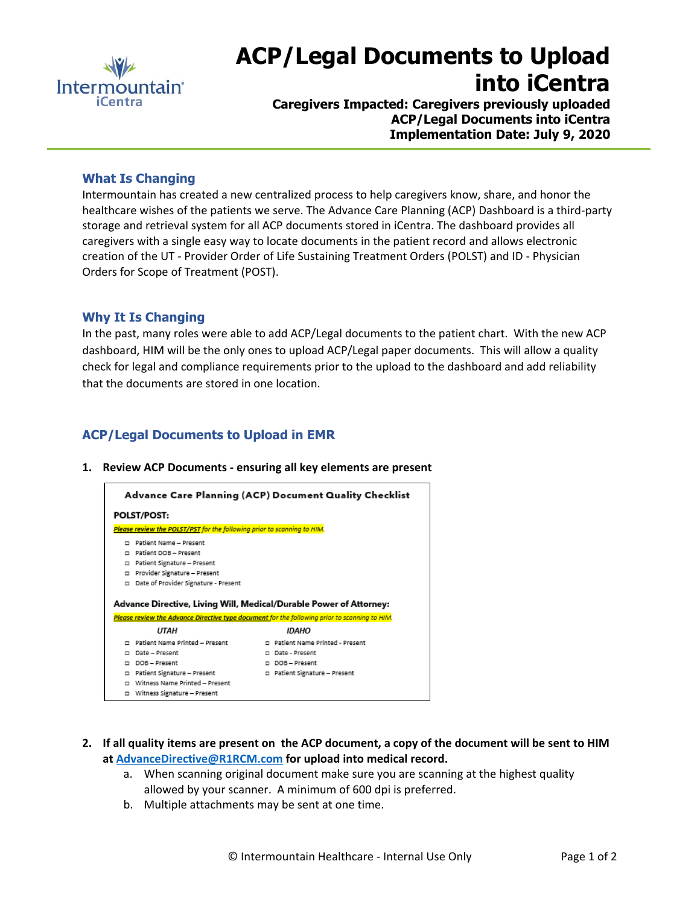# ACP/Legal Documents to Upload into iCentra

**Caregivers Impacted: Caregivers previously uploaded ACP/Legal Documents into iCentra**
**Implementation Date: July 9, 2020**

## What Is Changing

Intermountain has created a new centralized process to help caregivers know, share, and honor the healthcare wishes of the patients we serve. The Advance Care Planning (ACP) Dashboard is a third-party storage and retrieval system for all ACP documents stored in iCentra. The dashboard provides all caregivers with a single easy way to locate documents in the patient record and allows electronic creation of the UT - Provider Order of Life Sustaining Treatment Orders (POLST) and ID - Physician Orders for Scope of Treatment (POST).

## Why It Is Changing

In the past, many roles were able to add ACP/Legal documents to the patient chart. With the new ACP dashboard, HIM will be the only ones to upload ACP/Legal paper documents. This will allow a quality check for legal and compliance requirements prior to the upload to the dashboard and add reliability that the documents are stored in one location.

## ACP/Legal Documents to Upload in EMR

1. **Review ACP Documents - ensuring all key elements are present**

   **Advance Care Planning (ACP) Document Quality Checklist**

   **POLST/POST:**

   *Please review the POLST/PST for the following prior to scanning to HIM.*

   - ☐ Patient Name – Present
   - ☐ Patient DOB – Present
   - ☐ Patient Signature – Present
   - ☐ Provider Signature – Present
   - ☐ Date of Provider Signature - Present

   **Advance Directive, Living Will, Medical/Durable Power of Attorney:**

   *Please review the Advance Directive type document for the following prior to scanning to HIM.*

   | *UTAH* | *IDAHO* |
   |---|---|
   | ☐ Patient Name Printed – Present | ☐ Patient Name Printed - Present |
   | ☐ Date – Present | ☐ Date - Present |
   | ☐ DOB – Present | ☐ DOB – Present |
   | ☐ Patient Signature – Present | ☐ Patient Signature – Present |
   | ☐ Witness Name Printed – Present | |
   | ☐ Witness Signature – Present | |

2. **If all quality items are present on the ACP document, a copy of the document will be sent to HIM at AdvanceDirective@R1RCM.com for upload into medical record.**
   a. When scanning original document make sure you are scanning at the highest quality allowed by your scanner. A minimum of 600 dpi is preferred.
   b. Multiple attachments may be sent at one time.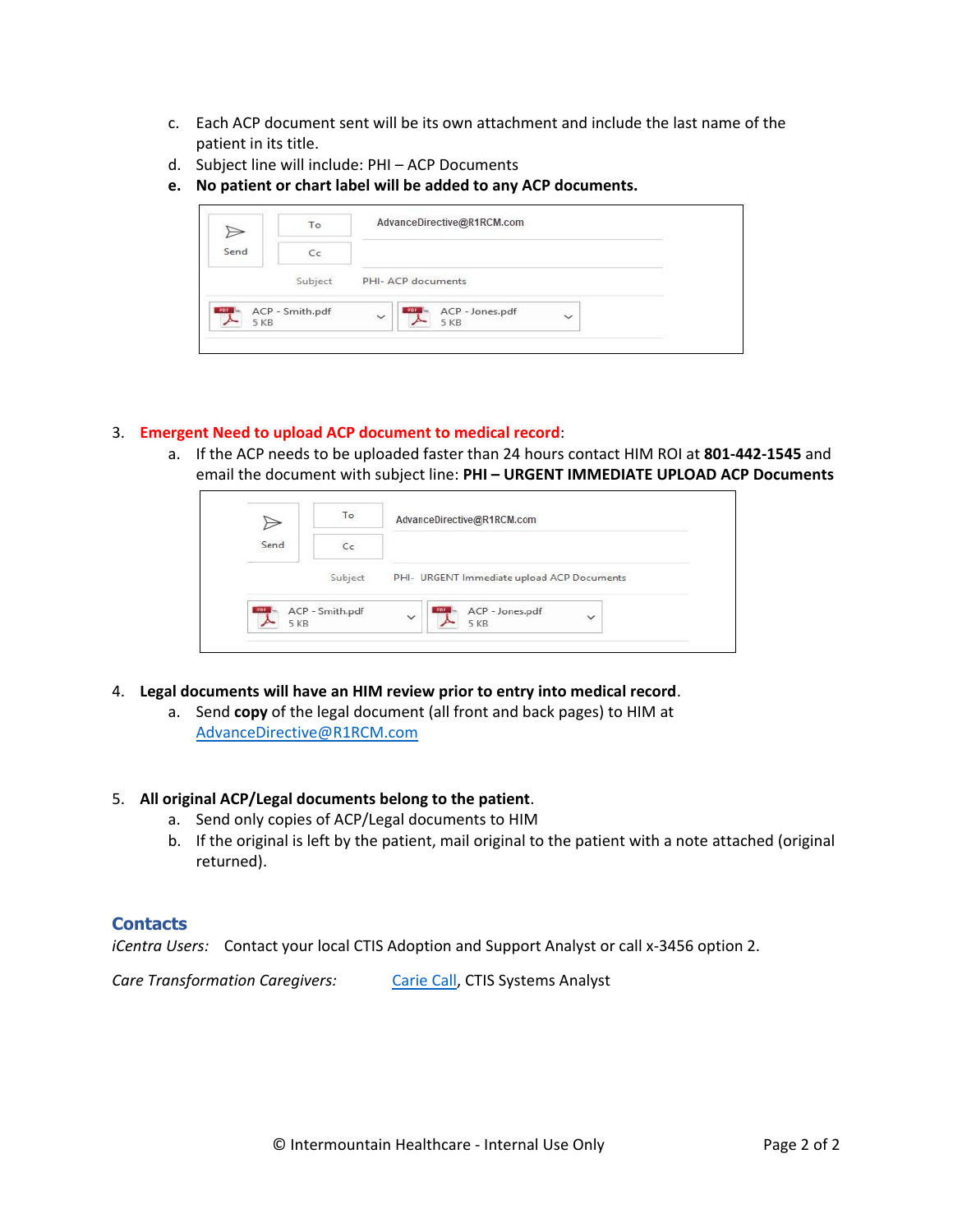c. Each ACP document sent will be its own attachment and include the last name of the patient in its title.
d. Subject line will include: PHI – ACP Documents
e. **No patient or chart label will be added to any ACP documents.**

Send
To AdvanceDirective@R1RCM.com
Cc
Subject PHI- ACP documents
ACP - Smith.pdf 5 KB
ACP - Jones.pdf 5 KB

3. **Emergent Need to upload ACP document to medical record**:
   a. If the ACP needs to be uploaded faster than 24 hours contact HIM ROI at **801-442-1545** and email the document with subject line: **PHI – URGENT IMMEDIATE UPLOAD ACP Documents**

Send
To AdvanceDirective@R1RCM.com
Cc
Subject PHI- URGENT Immediate upload ACP Documents
ACP - Smith.pdf 5 KB
ACP - Jones.pdf 5 KB

4. **Legal documents will have an HIM review prior to entry into medical record**.
   a. Send **copy** of the legal document (all front and back pages) to HIM at AdvanceDirective@R1RCM.com

5. **All original ACP/Legal documents belong to the patient**.
   a. Send only copies of ACP/Legal documents to HIM
   b. If the original is left by the patient, mail original to the patient with a note attached (original returned).

## Contacts

*iCentra Users:* Contact your local CTIS Adoption and Support Analyst or call x-3456 option 2.

*Care Transformation Caregivers:* Carie Call, CTIS Systems Analyst

© Intermountain Healthcare - Internal Use Only